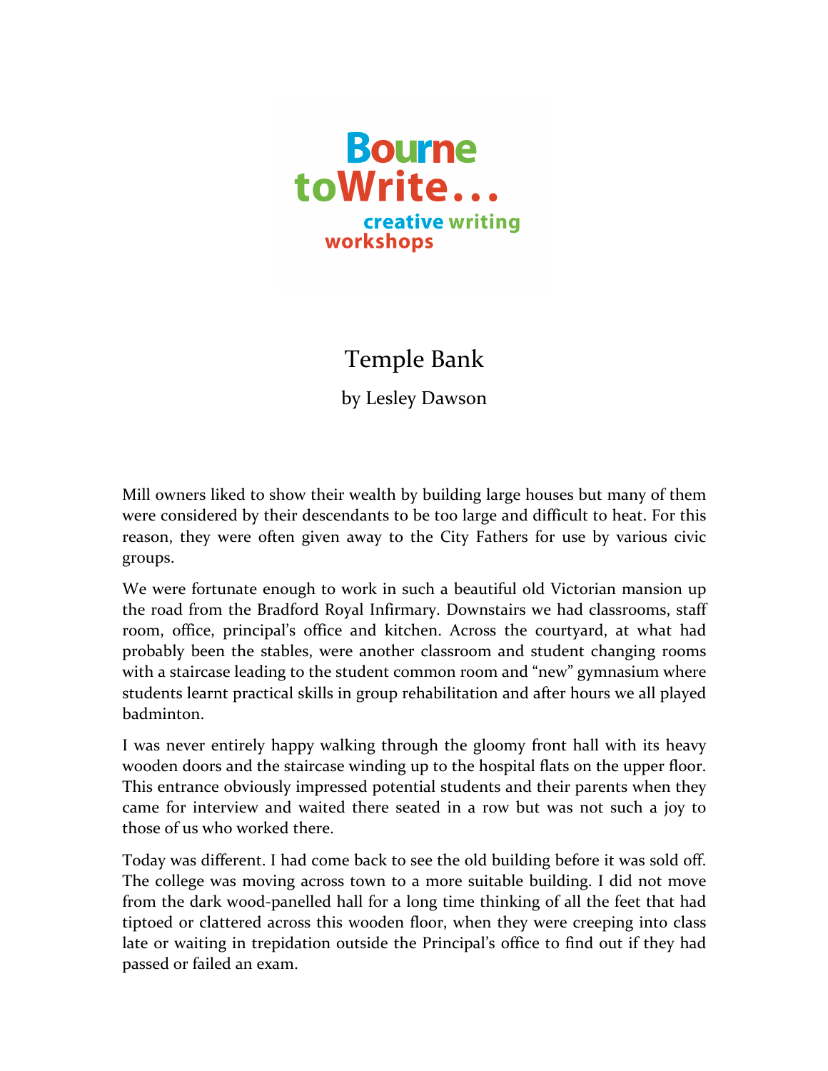Bourne toWrite...

creative writing workshops

# Temple Bank

by Lesley Dawson

Mill owners liked to show their wealth by building large houses but many of them were considered by their descendants to be too large and difficult to heat. For this reason, they were often given away to the City Fathers for use by various civic groups.

We were fortunate enough to work in such a beautiful old Victorian mansion up the road from the Bradford Royal Infirmary. Downstairs we had classrooms, staff room, office, principal's office and kitchen. Across the courtyard, at what had probably been the stables, were another classroom and student changing rooms with a staircase leading to the student common room and "new" gymnasium where students learnt practical skills in group rehabilitation and after hours we all played badminton.

I was never entirely happy walking through the gloomy front hall with its heavy wooden doors and the staircase winding up to the hospital flats on the upper floor. This entrance obviously impressed potential students and their parents when they came for interview and waited there seated in a row but was not such a joy to those of us who worked there.

Today was different. I had come back to see the old building before it was sold off. The college was moving across town to a more suitable building. I did not move from the dark wood-panelled hall for a long time thinking of all the feet that had tiptoed or clattered across this wooden floor, when they were creeping into class late or waiting in trepidation outside the Principal's office to find out if they had passed or failed an exam.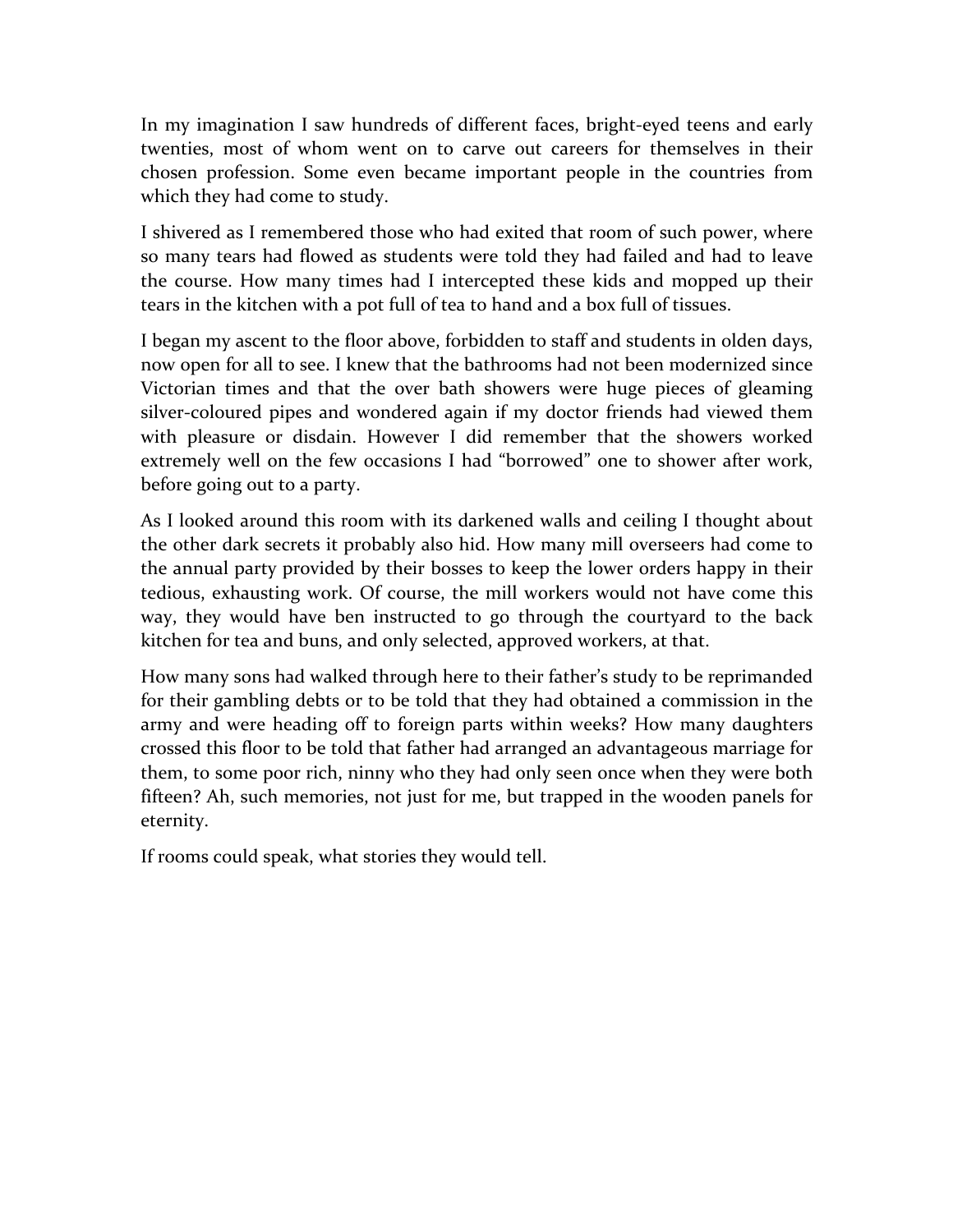In my imagination I saw hundreds of different faces, bright-eyed teens and early twenties, most of whom went on to carve out careers for themselves in their chosen profession. Some even became important people in the countries from which they had come to study.

I shivered as I remembered those who had exited that room of such power, where so many tears had flowed as students were told they had failed and had to leave the course. How many times had I intercepted these kids and mopped up their tears in the kitchen with a pot full of tea to hand and a box full of tissues.

I began my ascent to the floor above, forbidden to staff and students in olden days, now open for all to see. I knew that the bathrooms had not been modernized since Victorian times and that the over bath showers were huge pieces of gleaming silver-coloured pipes and wondered again if my doctor friends had viewed them with pleasure or disdain. However I did remember that the showers worked extremely well on the few occasions I had "borrowed" one to shower after work, before going out to a party.

As I looked around this room with its darkened walls and ceiling I thought about the other dark secrets it probably also hid. How many mill overseers had come to the annual party provided by their bosses to keep the lower orders happy in their tedious, exhausting work. Of course, the mill workers would not have come this way, they would have ben instructed to go through the courtyard to the back kitchen for tea and buns, and only selected, approved workers, at that.

How many sons had walked through here to their father's study to be reprimanded for their gambling debts or to be told that they had obtained a commission in the army and were heading off to foreign parts within weeks? How many daughters crossed this floor to be told that father had arranged an advantageous marriage for them, to some poor rich, ninny who they had only seen once when they were both fifteen? Ah, such memories, not just for me, but trapped in the wooden panels for eternity.

If rooms could speak, what stories they would tell.